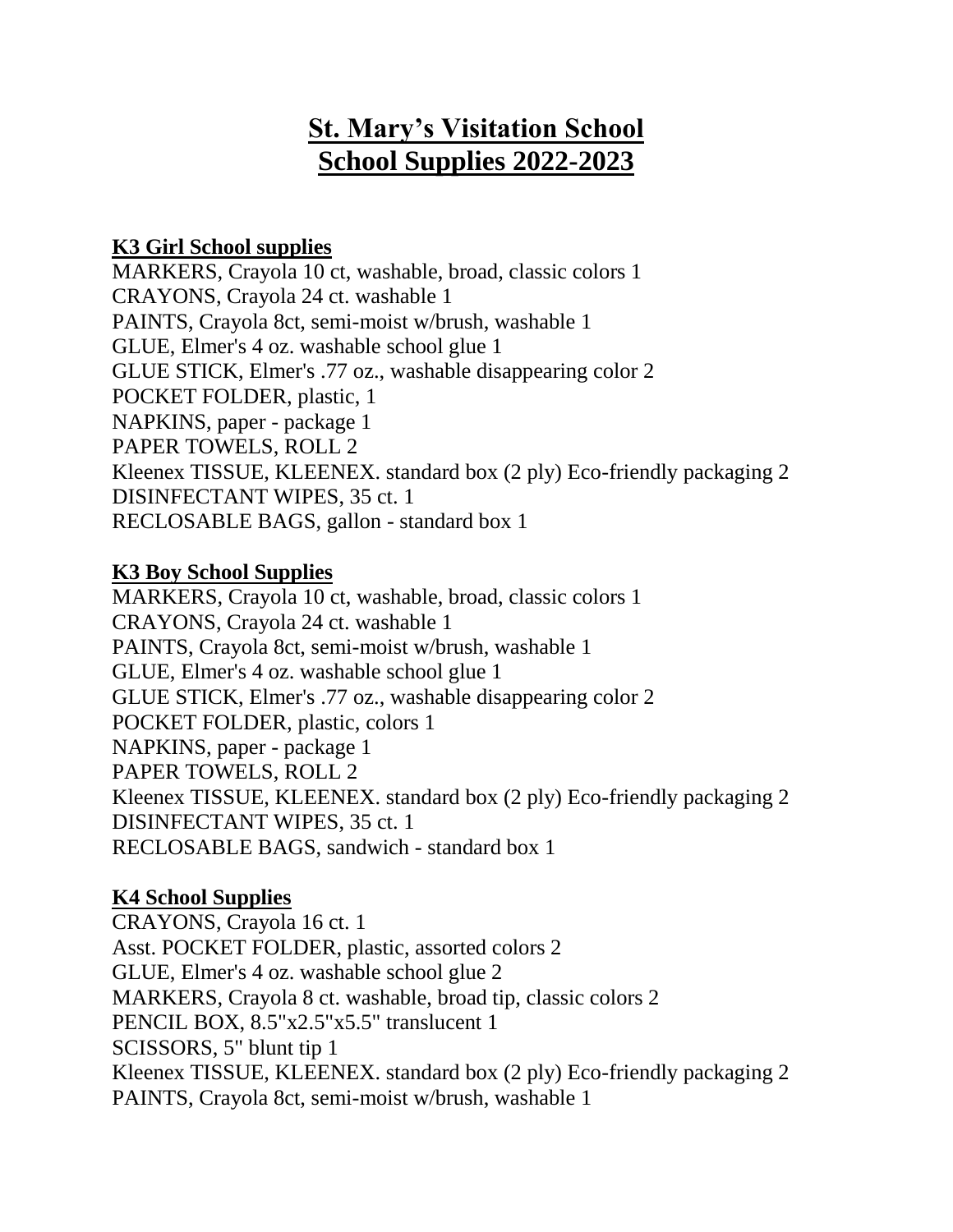# St. Mary's Visitation School
# School Supplies 2022-2023

**K3 Girl School supplies**

MARKERS, Crayola 10 ct, washable, broad, classic colors 1
CRAYONS, Crayola 24 ct. washable 1
PAINTS, Crayola 8ct, semi-moist w/brush, washable 1
GLUE, Elmer's 4 oz. washable school glue 1
GLUE STICK, Elmer's .77 oz., washable disappearing color 2
POCKET FOLDER, plastic, 1
NAPKINS, paper - package 1
PAPER TOWELS, ROLL 2
Kleenex TISSUE, KLEENEX. standard box (2 ply) Eco-friendly packaging 2
DISINFECTANT WIPES, 35 ct. 1
RECLOSABLE BAGS, gallon - standard box 1

**K3 Boy School Supplies**

MARKERS, Crayola 10 ct, washable, broad, classic colors 1
CRAYONS, Crayola 24 ct. washable 1
PAINTS, Crayola 8ct, semi-moist w/brush, washable 1
GLUE, Elmer's 4 oz. washable school glue 1
GLUE STICK, Elmer's .77 oz., washable disappearing color 2
POCKET FOLDER, plastic, colors 1
NAPKINS, paper - package 1
PAPER TOWELS, ROLL 2
Kleenex TISSUE, KLEENEX. standard box (2 ply) Eco-friendly packaging 2
DISINFECTANT WIPES, 35 ct. 1
RECLOSABLE BAGS, sandwich - standard box 1

**K4 School Supplies**

CRAYONS, Crayola 16 ct. 1
Asst. POCKET FOLDER, plastic, assorted colors 2
GLUE, Elmer's 4 oz. washable school glue 2
MARKERS, Crayola 8 ct. washable, broad tip, classic colors 2
PENCIL BOX, 8.5"x2.5"x5.5" translucent 1
SCISSORS, 5" blunt tip 1
Kleenex TISSUE, KLEENEX. standard box (2 ply) Eco-friendly packaging 2
PAINTS, Crayola 8ct, semi-moist w/brush, washable 1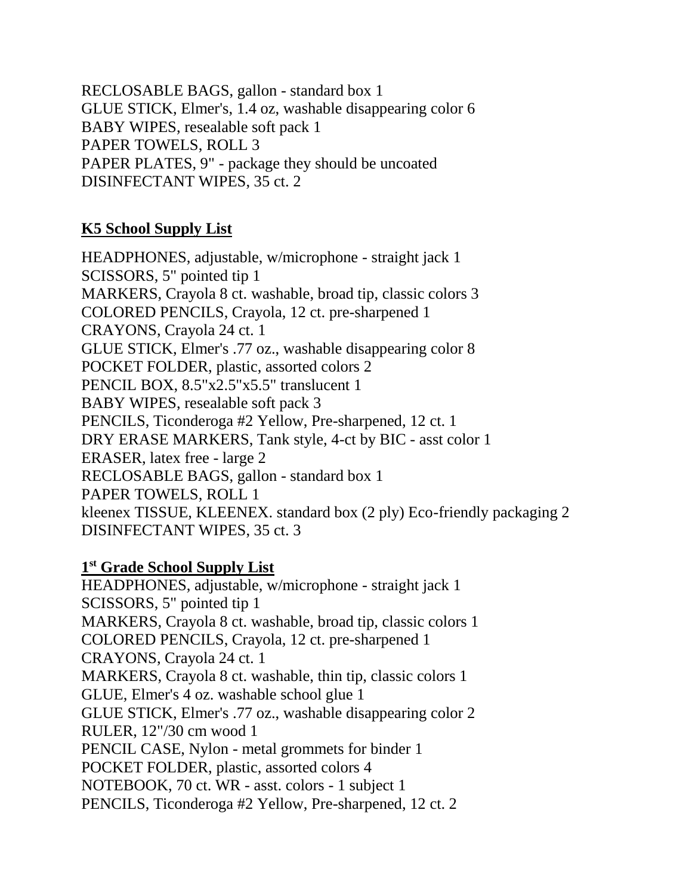RECLOSABLE BAGS, gallon - standard box 1
GLUE STICK, Elmer's, 1.4 oz, washable disappearing color 6
BABY WIPES, resealable soft pack 1
PAPER TOWELS, ROLL 3
PAPER PLATES, 9" - package they should be uncoated
DISINFECTANT WIPES, 35 ct. 2

## **K5 School Supply List**

HEADPHONES, adjustable, w/microphone - straight jack 1
SCISSORS, 5" pointed tip 1
MARKERS, Crayola 8 ct. washable, broad tip, classic colors 3
COLORED PENCILS, Crayola, 12 ct. pre-sharpened 1
CRAYONS, Crayola 24 ct. 1
GLUE STICK, Elmer's .77 oz., washable disappearing color 8
POCKET FOLDER, plastic, assorted colors 2
PENCIL BOX, 8.5"x2.5"x5.5" translucent 1
BABY WIPES, resealable soft pack 3
PENCILS, Ticonderoga #2 Yellow, Pre-sharpened, 12 ct. 1
DRY ERASE MARKERS, Tank style, 4-ct by BIC - asst color 1
ERASER, latex free - large 2
RECLOSABLE BAGS, gallon - standard box 1
PAPER TOWELS, ROLL 1
kleenex TISSUE, KLEENEX. standard box (2 ply) Eco-friendly packaging 2
DISINFECTANT WIPES, 35 ct. 3

## **1st Grade School Supply List**

HEADPHONES, adjustable, w/microphone - straight jack 1
SCISSORS, 5" pointed tip 1
MARKERS, Crayola 8 ct. washable, broad tip, classic colors 1
COLORED PENCILS, Crayola, 12 ct. pre-sharpened 1
CRAYONS, Crayola 24 ct. 1
MARKERS, Crayola 8 ct. washable, thin tip, classic colors 1
GLUE, Elmer's 4 oz. washable school glue 1
GLUE STICK, Elmer's .77 oz., washable disappearing color 2
RULER, 12"/30 cm wood 1
PENCIL CASE, Nylon - metal grommets for binder 1
POCKET FOLDER, plastic, assorted colors 4
NOTEBOOK, 70 ct. WR - asst. colors - 1 subject 1
PENCILS, Ticonderoga #2 Yellow, Pre-sharpened, 12 ct. 2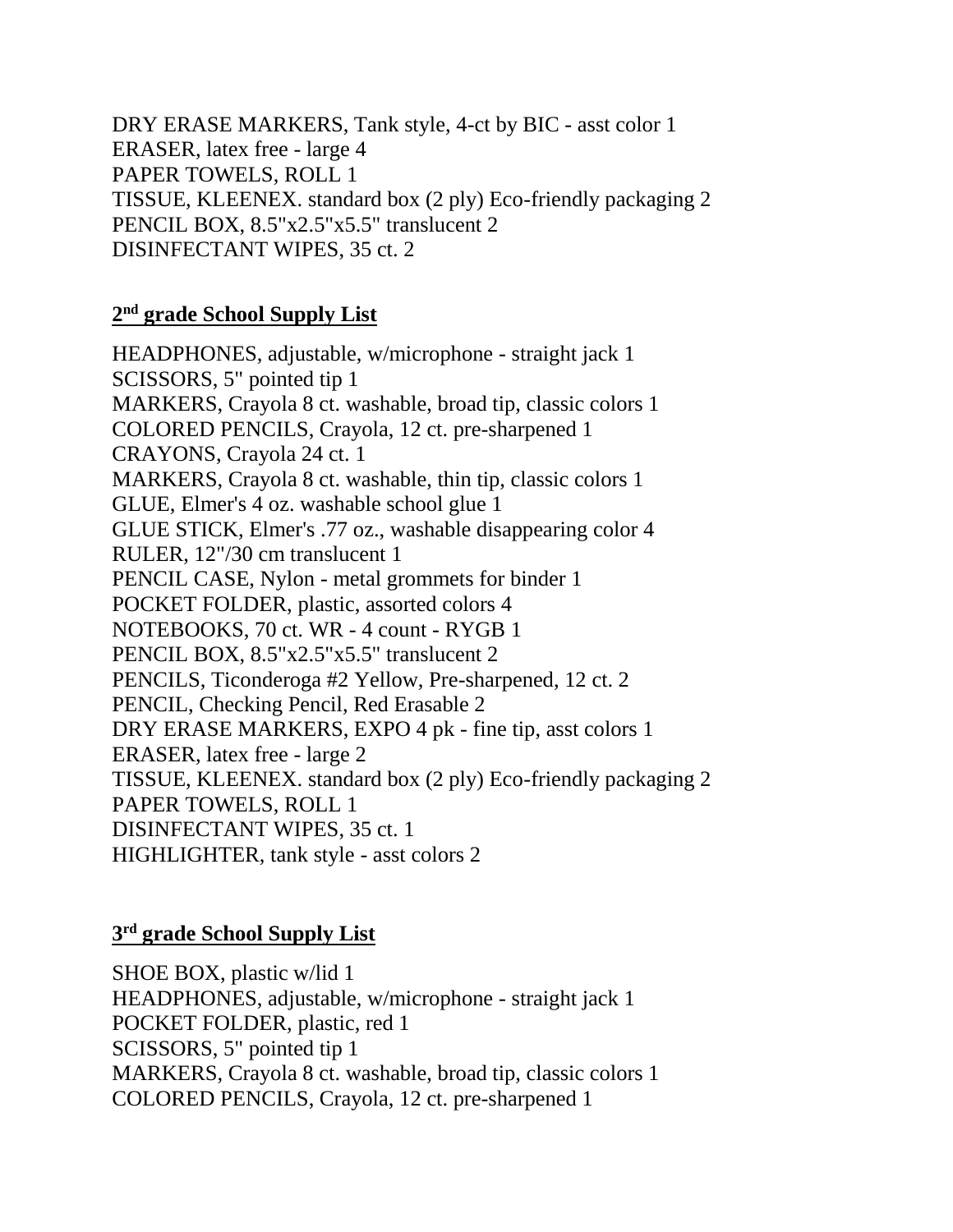DRY ERASE MARKERS, Tank style, 4-ct by BIC - asst color 1
ERASER, latex free - large 4
PAPER TOWELS, ROLL 1
TISSUE, KLEENEX. standard box (2 ply) Eco-friendly packaging 2
PENCIL BOX, 8.5"x2.5"x5.5" translucent 2
DISINFECTANT WIPES, 35 ct. 2

## 2nd grade School Supply List

HEADPHONES, adjustable, w/microphone - straight jack 1
SCISSORS, 5" pointed tip 1
MARKERS, Crayola 8 ct. washable, broad tip, classic colors 1
COLORED PENCILS, Crayola, 12 ct. pre-sharpened 1
CRAYONS, Crayola 24 ct. 1
MARKERS, Crayola 8 ct. washable, thin tip, classic colors 1
GLUE, Elmer's 4 oz. washable school glue 1
GLUE STICK, Elmer's .77 oz., washable disappearing color 4
RULER, 12"/30 cm translucent 1
PENCIL CASE, Nylon - metal grommets for binder 1
POCKET FOLDER, plastic, assorted colors 4
NOTEBOOKS, 70 ct. WR - 4 count - RYGB 1
PENCIL BOX, 8.5"x2.5"x5.5" translucent 2
PENCILS, Ticonderoga #2 Yellow, Pre-sharpened, 12 ct. 2
PENCIL, Checking Pencil, Red Erasable 2
DRY ERASE MARKERS, EXPO 4 pk - fine tip, asst colors 1
ERASER, latex free - large 2
TISSUE, KLEENEX. standard box (2 ply) Eco-friendly packaging 2
PAPER TOWELS, ROLL 1
DISINFECTANT WIPES, 35 ct. 1
HIGHLIGHTER, tank style - asst colors 2

## 3rd grade School Supply List

SHOE BOX, plastic w/lid 1
HEADPHONES, adjustable, w/microphone - straight jack 1
POCKET FOLDER, plastic, red 1
SCISSORS, 5" pointed tip 1
MARKERS, Crayola 8 ct. washable, broad tip, classic colors 1
COLORED PENCILS, Crayola, 12 ct. pre-sharpened 1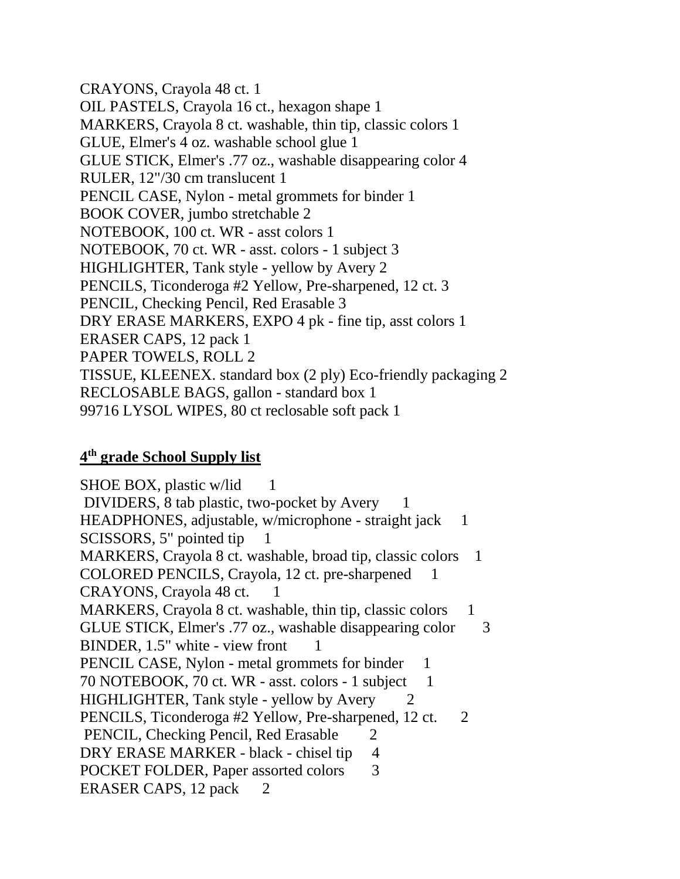CRAYONS, Crayola 48 ct. 1
OIL PASTELS, Crayola 16 ct., hexagon shape 1
MARKERS, Crayola 8 ct. washable, thin tip, classic colors 1
GLUE, Elmer's 4 oz. washable school glue 1
GLUE STICK, Elmer's .77 oz., washable disappearing color 4
RULER, 12"/30 cm translucent 1
PENCIL CASE, Nylon - metal grommets for binder 1
BOOK COVER, jumbo stretchable 2
NOTEBOOK, 100 ct. WR - asst colors 1
NOTEBOOK, 70 ct. WR - asst. colors - 1 subject 3
HIGHLIGHTER, Tank style - yellow by Avery 2
PENCILS, Ticonderoga #2 Yellow, Pre-sharpened, 12 ct. 3
PENCIL, Checking Pencil, Red Erasable 3
DRY ERASE MARKERS, EXPO 4 pk - fine tip, asst colors 1
ERASER CAPS, 12 pack 1
PAPER TOWELS, ROLL 2
TISSUE, KLEENEX. standard box (2 ply) Eco-friendly packaging 2
RECLOSABLE BAGS, gallon - standard box 1
99716 LYSOL WIPES, 80 ct reclosable soft pack 1

## 4th grade School Supply list

SHOE BOX, plastic w/lid 1
DIVIDERS, 8 tab plastic, two-pocket by Avery 1
HEADPHONES, adjustable, w/microphone - straight jack 1
SCISSORS, 5" pointed tip 1
MARKERS, Crayola 8 ct. washable, broad tip, classic colors 1
COLORED PENCILS, Crayola, 12 ct. pre-sharpened 1
CRAYONS, Crayola 48 ct. 1
MARKERS, Crayola 8 ct. washable, thin tip, classic colors 1
GLUE STICK, Elmer's .77 oz., washable disappearing color 3
BINDER, 1.5" white - view front 1
PENCIL CASE, Nylon - metal grommets for binder 1
70 NOTEBOOK, 70 ct. WR - asst. colors - 1 subject 1
HIGHLIGHTER, Tank style - yellow by Avery 2
PENCILS, Ticonderoga #2 Yellow, Pre-sharpened, 12 ct. 2
PENCIL, Checking Pencil, Red Erasable 2
DRY ERASE MARKER - black - chisel tip 4
POCKET FOLDER, Paper assorted colors 3
ERASER CAPS, 12 pack 2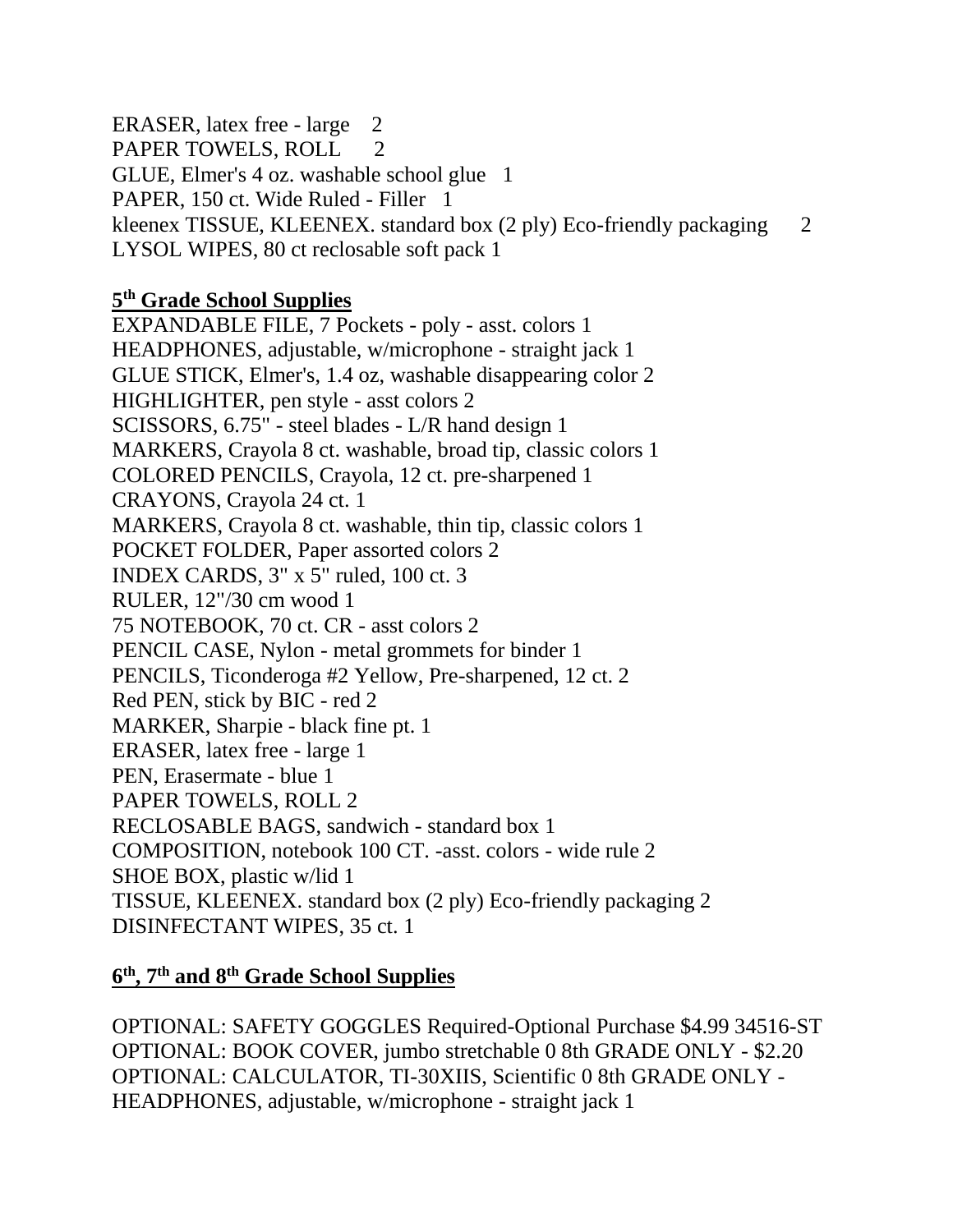ERASER, latex free - large 2
PAPER TOWELS, ROLL 2
GLUE, Elmer's 4 oz. washable school glue 1
PAPER, 150 ct. Wide Ruled - Filler 1
kleenex TISSUE, KLEENEX. standard box (2 ply) Eco-friendly packaging 2
LYSOL WIPES, 80 ct reclosable soft pack 1

## 5th Grade School Supplies

EXPANDABLE FILE, 7 Pockets - poly - asst. colors 1
HEADPHONES, adjustable, w/microphone - straight jack 1
GLUE STICK, Elmer's, 1.4 oz, washable disappearing color 2
HIGHLIGHTER, pen style - asst colors 2
SCISSORS, 6.75" - steel blades - L/R hand design 1
MARKERS, Crayola 8 ct. washable, broad tip, classic colors 1
COLORED PENCILS, Crayola, 12 ct. pre-sharpened 1
CRAYONS, Crayola 24 ct. 1
MARKERS, Crayola 8 ct. washable, thin tip, classic colors 1
POCKET FOLDER, Paper assorted colors 2
INDEX CARDS, 3" x 5" ruled, 100 ct. 3
RULER, 12"/30 cm wood 1
75 NOTEBOOK, 70 ct. CR - asst colors 2
PENCIL CASE, Nylon - metal grommets for binder 1
PENCILS, Ticonderoga #2 Yellow, Pre-sharpened, 12 ct. 2
Red PEN, stick by BIC - red 2
MARKER, Sharpie - black fine pt. 1
ERASER, latex free - large 1
PEN, Erasermate - blue 1
PAPER TOWELS, ROLL 2
RECLOSABLE BAGS, sandwich - standard box 1
COMPOSITION, notebook 100 CT. -asst. colors - wide rule 2
SHOE BOX, plastic w/lid 1
TISSUE, KLEENEX. standard box (2 ply) Eco-friendly packaging 2
DISINFECTANT WIPES, 35 ct. 1

## 6th, 7th and 8th Grade School Supplies

OPTIONAL: SAFETY GOGGLES Required-Optional Purchase $4.99 34516-ST
OPTIONAL: BOOK COVER, jumbo stretchable 0 8th GRADE ONLY - $2.20
OPTIONAL: CALCULATOR, TI-30XIIS, Scientific 0 8th GRADE ONLY -
HEADPHONES, adjustable, w/microphone - straight jack 1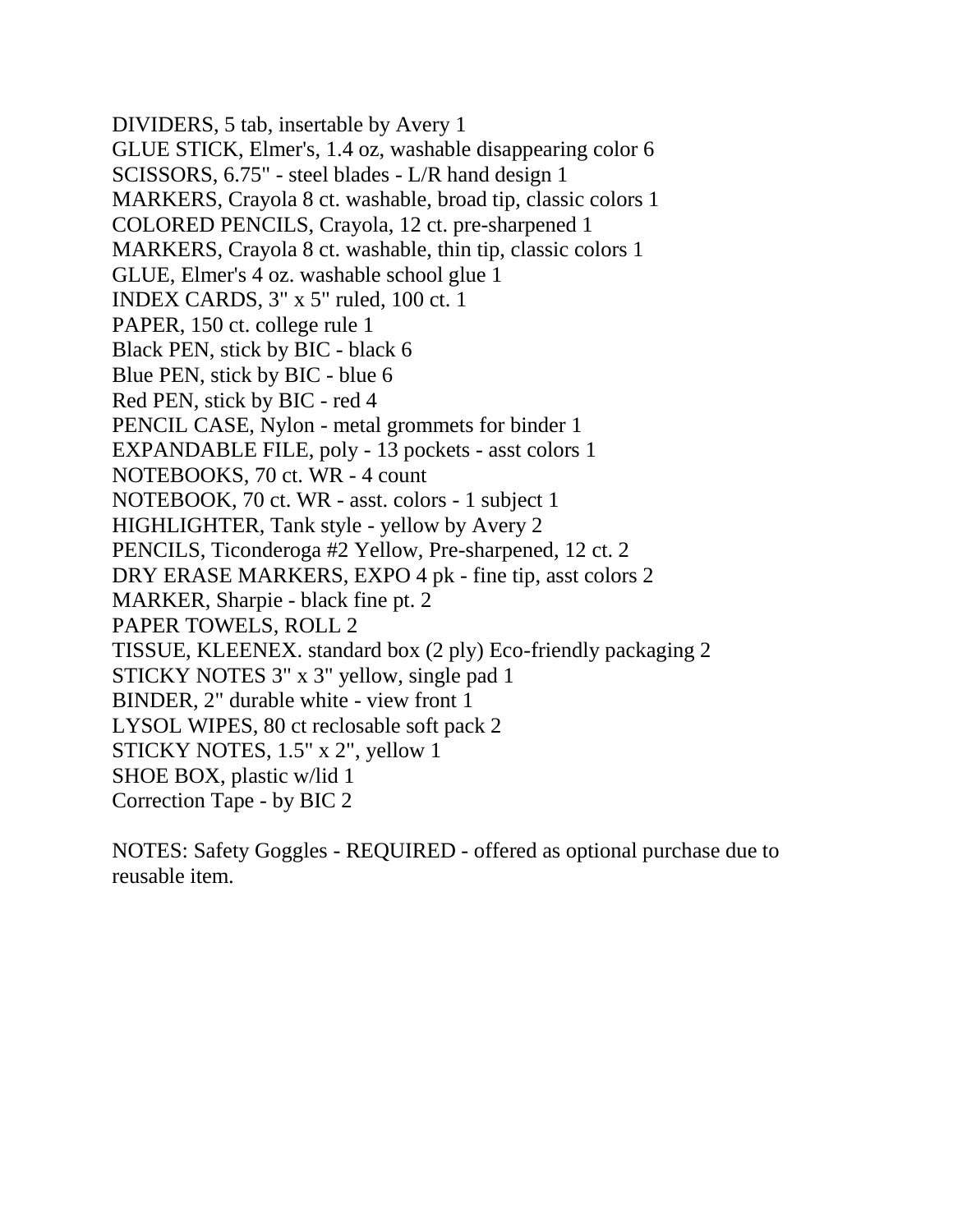DIVIDERS, 5 tab, insertable by Avery 1
GLUE STICK, Elmer's, 1.4 oz, washable disappearing color 6
SCISSORS, 6.75" - steel blades - L/R hand design 1
MARKERS, Crayola 8 ct. washable, broad tip, classic colors 1
COLORED PENCILS, Crayola, 12 ct. pre-sharpened 1
MARKERS, Crayola 8 ct. washable, thin tip, classic colors 1
GLUE, Elmer's 4 oz. washable school glue 1
INDEX CARDS, 3" x 5" ruled, 100 ct. 1
PAPER, 150 ct. college rule 1
Black PEN, stick by BIC - black 6
Blue PEN, stick by BIC - blue 6
Red PEN, stick by BIC - red 4
PENCIL CASE, Nylon - metal grommets for binder 1
EXPANDABLE FILE, poly - 13 pockets - asst colors 1
NOTEBOOKS, 70 ct. WR - 4 count
NOTEBOOK, 70 ct. WR - asst. colors - 1 subject 1
HIGHLIGHTER, Tank style - yellow by Avery 2
PENCILS, Ticonderoga #2 Yellow, Pre-sharpened, 12 ct. 2
DRY ERASE MARKERS, EXPO 4 pk - fine tip, asst colors 2
MARKER, Sharpie - black fine pt. 2
PAPER TOWELS, ROLL 2
TISSUE, KLEENEX. standard box (2 ply) Eco-friendly packaging 2
STICKY NOTES 3" x 3" yellow, single pad 1
BINDER, 2" durable white - view front 1
LYSOL WIPES, 80 ct reclosable soft pack 2
STICKY NOTES, 1.5" x 2", yellow 1
SHOE BOX, plastic w/lid 1
Correction Tape - by BIC 2

NOTES: Safety Goggles - REQUIRED - offered as optional purchase due to reusable item.